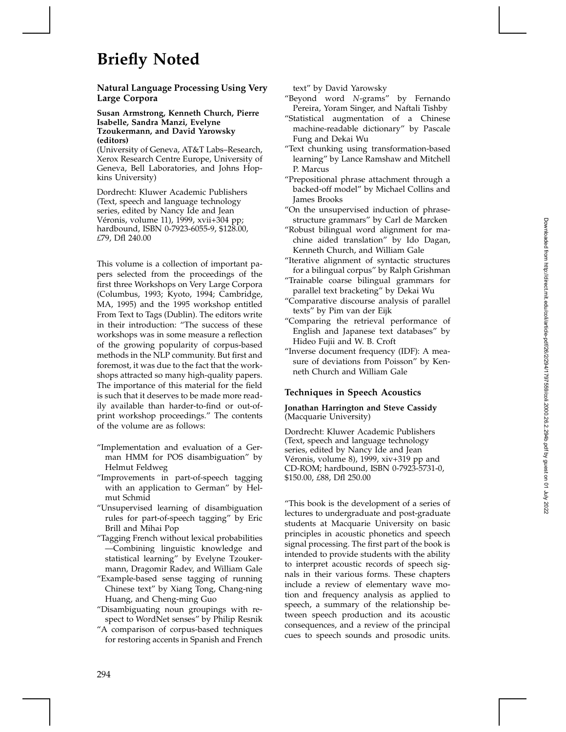# Briefly Noted

### Natural Language Processing Using Very Large Corpora

**Susan Armstrong, Kenneth Church, Pierre Isabelle, Sandra Manzi, Evelyne Tzoukermann, and David Yarowsky (editors)**
(University of Geneva, AT&T Labs–Research, Xerox Research Centre Europe, University of Geneva, Bell Laboratories, and Johns Hopkins University)

Dordrecht: Kluwer Academic Publishers (Text, speech and language technology series, edited by Nancy Ide and Jean Véronis, volume 11), 1999, xvii+304 pp; hardbound, ISBN 0-7923-6055-9, $128.00, £79, Dfl 240.00

This volume is a collection of important papers selected from the proceedings of the first three Workshops on Very Large Corpora (Columbus, 1993; Kyoto, 1994; Cambridge, MA, 1995) and the 1995 workshop entitled From Text to Tags (Dublin). The editors write in their introduction: "The success of these workshops was in some measure a reflection of the growing popularity of corpus-based methods in the NLP community. But first and foremost, it was due to the fact that the workshops attracted so many high-quality papers. The importance of this material for the field is such that it deserves to be made more readily available than harder-to-find or out-of-print workshop proceedings." The contents of the volume are as follows:

- "Implementation and evaluation of a German HMM for POS disambiguation" by Helmut Feldweg
- "Improvements in part-of-speech tagging with an application to German" by Helmut Schmid
- "Unsupervised learning of disambiguation rules for part-of-speech tagging" by Eric Brill and Mihai Pop
- "Tagging French without lexical probabilities—Combining linguistic knowledge and statistical learning" by Evelyne Tzoukermann, Dragomir Radev, and William Gale
- "Example-based sense tagging of running Chinese text" by Xiang Tong, Chang-ning Huang, and Cheng-ming Guo
- "Disambiguating noun groupings with respect to WordNet senses" by Philip Resnik
- "A comparison of corpus-based techniques for restoring accents in Spanish and French text" by David Yarowsky
- "Beyond word *N*-grams" by Fernando Pereira, Yoram Singer, and Naftali Tishby
- "Statistical augmentation of a Chinese machine-readable dictionary" by Pascale Fung and Dekai Wu
- "Text chunking using transformation-based learning" by Lance Ramshaw and Mitchell P. Marcus
- "Prepositional phrase attachment through a backed-off model" by Michael Collins and James Brooks
- "On the unsupervised induction of phrase-structure grammars" by Carl de Marcken
- "Robust bilingual word alignment for machine aided translation" by Ido Dagan, Kenneth Church, and William Gale
- "Iterative alignment of syntactic structures for a bilingual corpus" by Ralph Grishman
- "Trainable coarse bilingual grammars for parallel text bracketing" by Dekai Wu
- "Comparative discourse analysis of parallel texts" by Pim van der Eijk
- "Comparing the retrieval performance of English and Japanese text databases" by Hideo Fujii and W. B. Croft
- "Inverse document frequency (IDF): A measure of deviations from Poisson" by Kenneth Church and William Gale

### Techniques in Speech Acoustics

**Jonathan Harrington and Steve Cassidy**
(Macquarie University)

Dordrecht: Kluwer Academic Publishers (Text, speech and language technology series, edited by Nancy Ide and Jean Véronis, volume 8), 1999, xiv+319 pp and CD-ROM; hardbound, ISBN 0-7923-5731-0, $150.00, £88, Dfl 250.00

"This book is the development of a series of lectures to undergraduate and post-graduate students at Macquarie University on basic principles in acoustic phonetics and speech signal processing. The first part of the book is intended to provide students with the ability to interpret acoustic records of speech signals in their various forms. These chapters include a review of elementary wave motion and frequency analysis as applied to speech, a summary of the relationship between speech production and its acoustic consequences, and a review of the principal cues to speech sounds and prosodic units.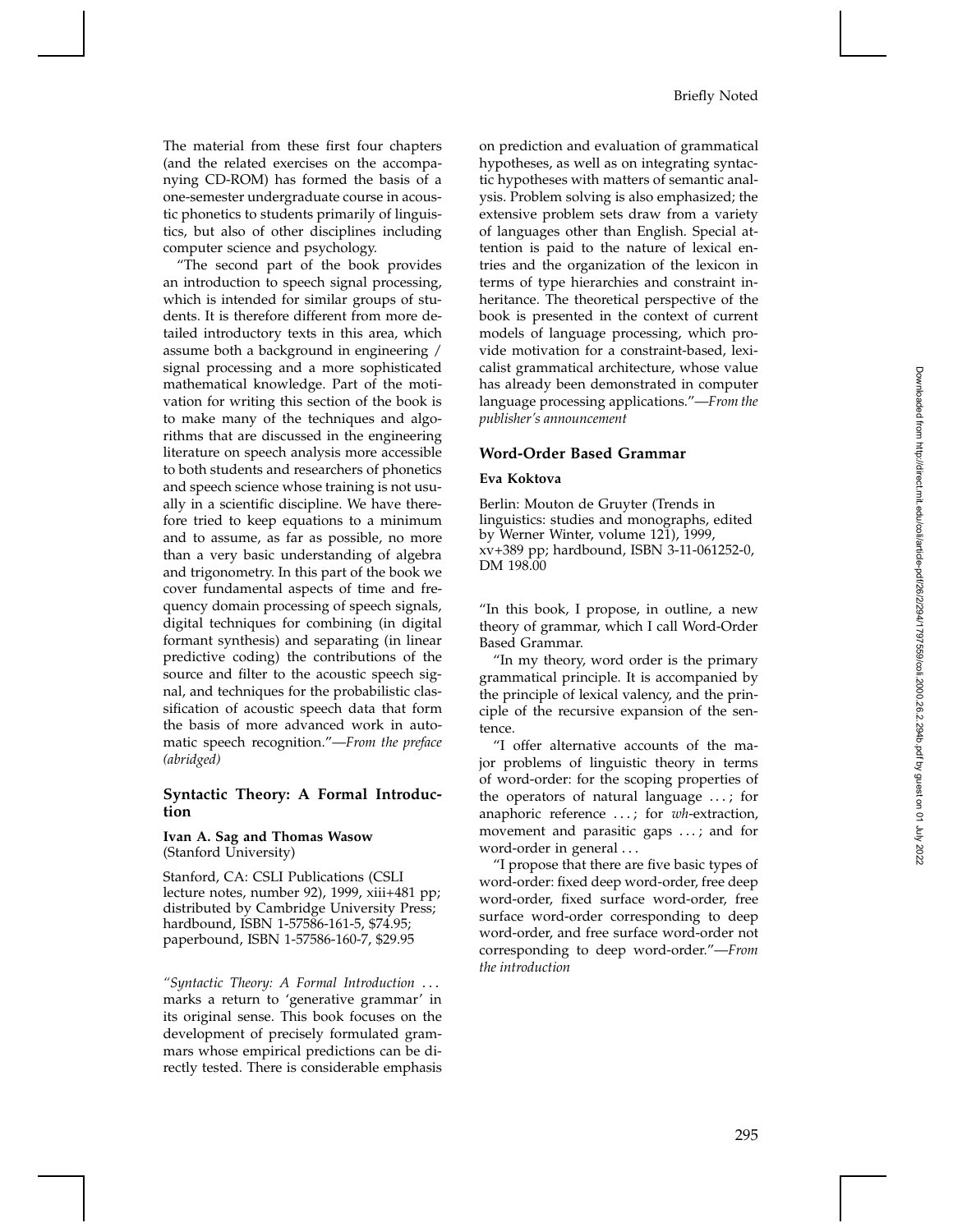The material from these first four chapters (and the related exercises on the accompanying CD-ROM) has formed the basis of a one-semester undergraduate course in acoustic phonetics to students primarily of linguistics, but also of other disciplines including computer science and psychology.

"The second part of the book provides an introduction to speech signal processing, which is intended for similar groups of students. It is therefore different from more detailed introductory texts in this area, which assume both a background in engineering / signal processing and a more sophisticated mathematical knowledge. Part of the motivation for writing this section of the book is to make many of the techniques and algorithms that are discussed in the engineering literature on speech analysis more accessible to both students and researchers of phonetics and speech science whose training is not usually in a scientific discipline. We have therefore tried to keep equations to a minimum and to assume, as far as possible, no more than a very basic understanding of algebra and trigonometry. In this part of the book we cover fundamental aspects of time and frequency domain processing of speech signals, digital techniques for combining (in digital formant synthesis) and separating (in linear predictive coding) the contributions of the source and filter to the acoustic speech signal, and techniques for the probabilistic classification of acoustic speech data that form the basis of more advanced work in automatic speech recognition."—*From the preface (abridged)*

## Syntactic Theory: A Formal Introduction

**Ivan A. Sag and Thomas Wasow**
(Stanford University)

Stanford, CA: CSLI Publications (CSLI lecture notes, number 92), 1999, xiii+481 pp; distributed by Cambridge University Press; hardbound, ISBN 1-57586-161-5, $74.95; paperbound, ISBN 1-57586-160-7, $29.95

"*Syntactic Theory: A Formal Introduction* ... marks a return to 'generative grammar' in its original sense. This book focuses on the development of precisely formulated grammars whose empirical predictions can be directly tested. There is considerable emphasis on prediction and evaluation of grammatical hypotheses, as well as on integrating syntactic hypotheses with matters of semantic analysis. Problem solving is also emphasized; the extensive problem sets draw from a variety of languages other than English. Special attention is paid to the nature of lexical entries and the organization of the lexicon in terms of type hierarchies and constraint inheritance. The theoretical perspective of the book is presented in the context of current models of language processing, which provide motivation for a constraint-based, lexicalist grammatical architecture, whose value has already been demonstrated in computer language processing applications."—*From the publisher's announcement*

## Word-Order Based Grammar

**Eva Koktova**

Berlin: Mouton de Gruyter (Trends in linguistics: studies and monographs, edited by Werner Winter, volume 121), 1999, xv+389 pp; hardbound, ISBN 3-11-061252-0, DM 198.00

"In this book, I propose, in outline, a new theory of grammar, which I call Word-Order Based Grammar.

"In my theory, word order is the primary grammatical principle. It is accompanied by the principle of lexical valency, and the principle of the recursive expansion of the sentence.

"I offer alternative accounts of the major problems of linguistic theory in terms of word-order: for the scoping properties of the operators of natural language ... ; for anaphoric reference ... ; for *wh*-extraction, movement and parasitic gaps ... ; and for word-order in general ...

"I propose that there are five basic types of word-order: fixed deep word-order, free deep word-order, fixed surface word-order, free surface word-order corresponding to deep word-order, and free surface word-order not corresponding to deep word-order."—*From the introduction*